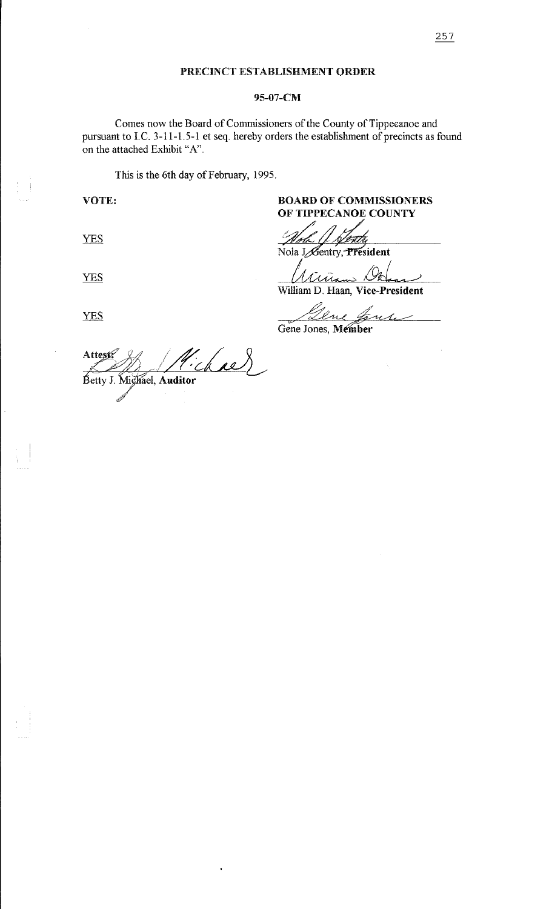# PRECINCT ESTABLISHMENT ORDER

## 95-07-CM

Comes now the Board of Commissioners of the County of Tippecanoe and pursuant to I.C. 3-11-1.5-1 et seq. hereby orders the establishment of precincts as found on the attached Exhibit "A".

This is the 6th day of February, 1995.

| VOTE: | BOARD OF COMMISSIONERS OF TIPPECANOE COUNTY |
| --- | --- |
| YES | Nola J. Gentry, **President** |
| YES | William D. Haan, **Vice-President** |
| YES | Gene Jones, **Member** |

**Attest:**

Betty J. Michael, **Auditor**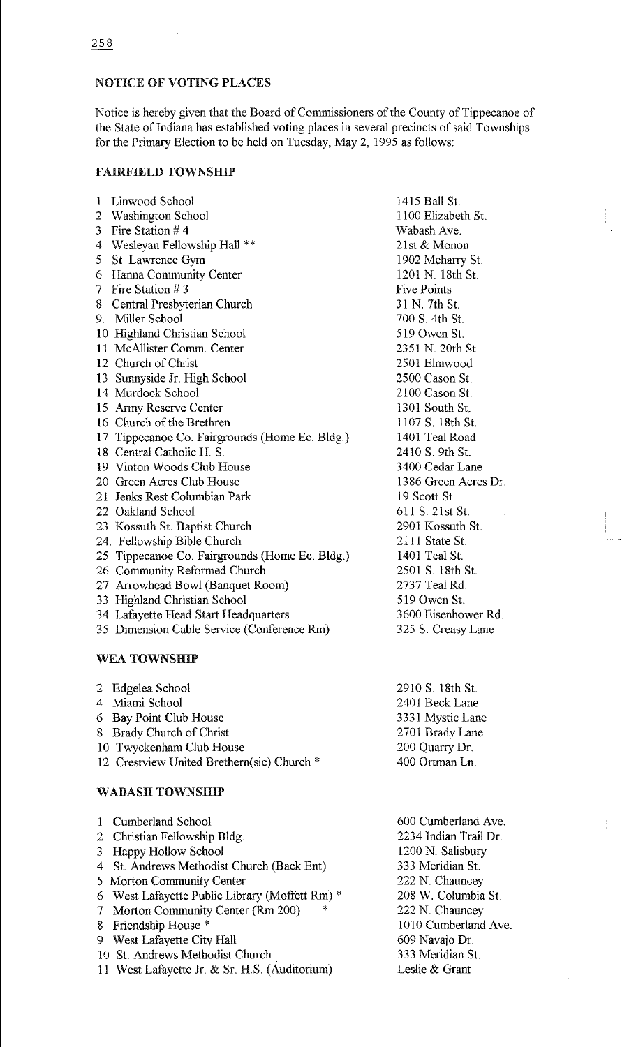## NOTICE OF VOTING PLACES

Notice is hereby given that the Board of Commissioners of the County of Tippecanoe of the State of Indiana has established voting places in several precincts of said Townships for the Primary Election to be held on Tuesday, May 2, 1995 as follows:

### FAIRFIELD TOWNSHIP

| | | |
|---|---|---|
| 1 | Linwood School | 1415 Ball St. |
| 2 | Washington School | 1100 Elizabeth St. |
| 3 | Fire Station # 4 | Wabash Ave. |
| 4 | Wesleyan Fellowship Hall ** | 21st & Monon |
| 5 | St. Lawrence Gym | 1902 Meharry St. |
| 6 | Hanna Community Center | 1201 N. 18th St. |
| 7 | Fire Station # 3 | Five Points |
| 8 | Central Presbyterian Church | 31 N. 7th St. |
| 9. | Miller School | 700 S. 4th St. |
| 10 | Highland Christian School | 519 Owen St. |
| 11 | McAllister Comm. Center | 2351 N. 20th St. |
| 12 | Church of Christ | 2501 Elmwood |
| 13 | Sunnyside Jr. High School | 2500 Cason St. |
| 14 | Murdock School | 2100 Cason St. |
| 15 | Army Reserve Center | 1301 South St. |
| 16 | Church of the Brethren | 1107 S. 18th St. |
| 17 | Tippecanoe Co. Fairgrounds (Home Ec. Bldg.) | 1401 Teal Road |
| 18 | Central Catholic H. S. | 2410 S. 9th St. |
| 19 | Vinton Woods Club House | 3400 Cedar Lane |
| 20 | Green Acres Club House | 1386 Green Acres Dr. |
| 21 | Jenks Rest Columbian Park | 19 Scott St. |
| 22 | Oakland School | 611 S. 21st St. |
| 23 | Kossuth St. Baptist Church | 2901 Kossuth St. |
| 24. | Fellowship Bible Church | 2111 State St. |
| 25 | Tippecanoe Co. Fairgrounds (Home Ec. Bldg.) | 1401 Teal St. |
| 26 | Community Reformed Church | 2501 S. 18th St. |
| 27 | Arrowhead Bowl (Banquet Room) | 2737 Teal Rd. |
| 33 | Highland Christian School | 519 Owen St. |
| 34 | Lafayette Head Start Headquarters | 3600 Eisenhower Rd. |
| 35 | Dimension Cable Service (Conference Rm) | 325 S. Creasy Lane |

### WEA TOWNSHIP

| | | |
|---|---|---|
| 2 | Edgelea School | 2910 S. 18th St. |
| 4 | Miami School | 2401 Beck Lane |
| 6 | Bay Point Club House | 3331 Mystic Lane |
| 8 | Brady Church of Christ | 2701 Brady Lane |
| 10 | Twyckenham Club House | 200 Quarry Dr. |
| 12 | Crestview United Brethern(sic) Church * | 400 Ortman Ln. |

### WABASH TOWNSHIP

| | | |
|---|---|---|
| 1 | Cumberland School | 600 Cumberland Ave. |
| 2 | Christian Fellowship Bldg. | 2234 Indian Trail Dr. |
| 3 | Happy Hollow School | 1200 N. Salisbury |
| 4 | St. Andrews Methodist Church (Back Ent) | 333 Meridian St. |
| 5 | Morton Community Center | 222 N. Chauncey |
| 6 | West Lafayette Public Library (Moffett Rm) * | 208 W. Columbia St. |
| 7 | Morton Community Center (Rm 200) * | 222 N. Chauncey |
| 8 | Friendship House * | 1010 Cumberland Ave. |
| 9 | West Lafayette City Hall | 609 Navajo Dr. |
| 10 | St. Andrews Methodist Church | 333 Meridian St. |
| 11 | West Lafayette Jr. & Sr. H.S. (Auditorium) | Leslie & Grant |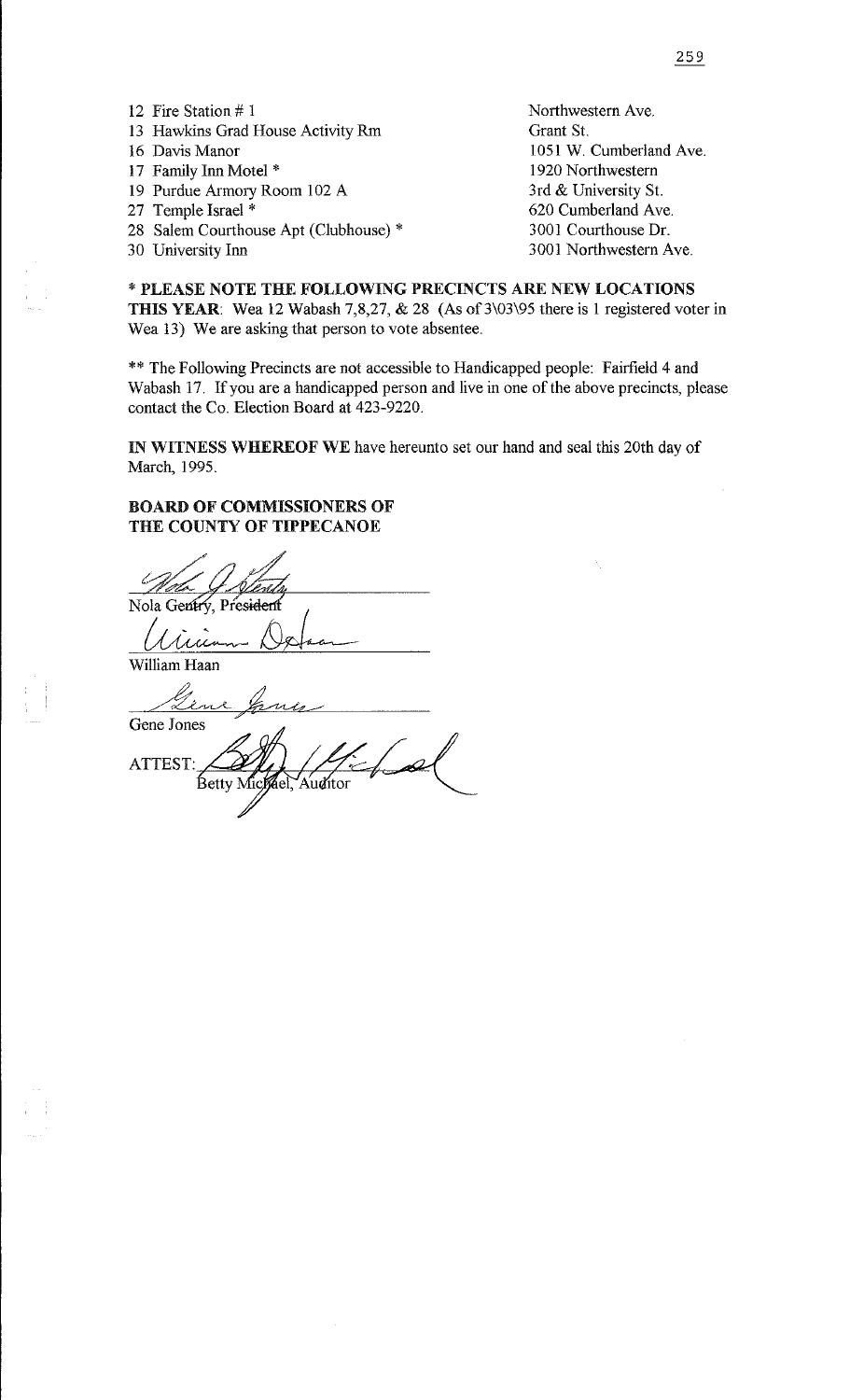| | |
|---|---|
| 12 Fire Station # 1 | Northwestern Ave. |
| 13 Hawkins Grad House Activity Rm | Grant St. |
| 16 Davis Manor | 1051 W. Cumberland Ave. |
| 17 Family Inn Motel * | 1920 Northwestern |
| 19 Purdue Armory Room 102 A | 3rd & University St. |
| 27 Temple Israel * | 620 Cumberland Ave. |
| 28 Salem Courthouse Apt (Clubhouse) * | 3001 Courthouse Dr. |
| 30 University Inn | 3001 Northwestern Ave. |

**\* PLEASE NOTE THE FOLLOWING PRECINCTS ARE NEW LOCATIONS THIS YEAR**: Wea 12 Wabash 7,8,27, & 28 (As of 3\03\95 there is 1 registered voter in Wea 13) We are asking that person to vote absentee.

** The Following Precincts are not accessible to Handicapped people: Fairfield 4 and Wabash 17. If you are a handicapped person and live in one of the above precincts, please contact the Co. Election Board at 423-9220.

**IN WITNESS WHEREOF WE** have hereunto set our hand and seal this 20th day of March, 1995.

**BOARD OF COMMISSIONERS OF THE COUNTY OF TIPPECANOE**

Nola Gentry, President

William Haan

Gene Jones

ATTEST: Betty Michael, Auditor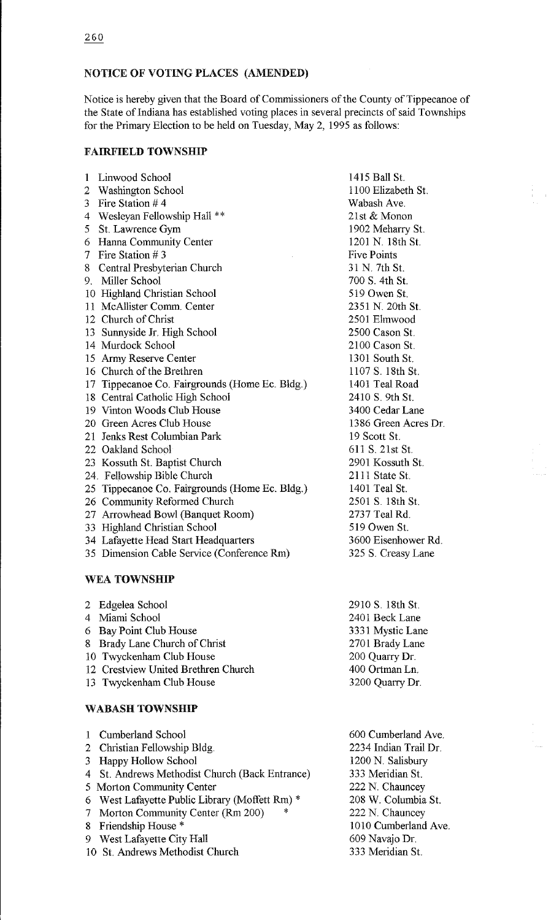## NOTICE OF VOTING PLACES (AMENDED)

Notice is hereby given that the Board of Commissioners of the County of Tippecanoe of the State of Indiana has established voting places in several precincts of said Townships for the Primary Election to be held on Tuesday, May 2, 1995 as follows:

### FAIRFIELD TOWNSHIP

| | | |
|---|---|---|
| 1 | Linwood School | 1415 Ball St. |
| 2 | Washington School | 1100 Elizabeth St. |
| 3 | Fire Station # 4 | Wabash Ave. |
| 4 | Wesleyan Fellowship Hall ** | 21st & Monon |
| 5 | St. Lawrence Gym | 1902 Meharry St. |
| 6 | Hanna Community Center | 1201 N. 18th St. |
| 7 | Fire Station # 3 | Five Points |
| 8 | Central Presbyterian Church | 31 N. 7th St. |
| 9. | Miller School | 700 S. 4th St. |
| 10 | Highland Christian School | 519 Owen St. |
| 11 | McAllister Comm. Center | 2351 N. 20th St. |
| 12 | Church of Christ | 2501 Elmwood |
| 13 | Sunnyside Jr. High School | 2500 Cason St. |
| 14 | Murdock School | 2100 Cason St. |
| 15 | Army Reserve Center | 1301 South St. |
| 16 | Church of the Brethren | 1107 S. 18th St. |
| 17 | Tippecanoe Co. Fairgrounds (Home Ec. Bldg.) | 1401 Teal Road |
| 18 | Central Catholic High School | 2410 S. 9th St. |
| 19 | Vinton Woods Club House | 3400 Cedar Lane |
| 20 | Green Acres Club House | 1386 Green Acres Dr. |
| 21 | Jenks Rest Columbian Park | 19 Scott St. |
| 22 | Oakland School | 611 S. 21st St. |
| 23 | Kossuth St. Baptist Church | 2901 Kossuth St. |
| 24. | Fellowship Bible Church | 2111 State St. |
| 25 | Tippecanoe Co. Fairgrounds (Home Ec. Bldg.) | 1401 Teal St. |
| 26 | Community Reformed Church | 2501 S. 18th St. |
| 27 | Arrowhead Bowl (Banquet Room) | 2737 Teal Rd. |
| 33 | Highland Christian School | 519 Owen St. |
| 34 | Lafayette Head Start Headquarters | 3600 Eisenhower Rd. |
| 35 | Dimension Cable Service (Conference Rm) | 325 S. Creasy Lane |

### WEA TOWNSHIP

| | | |
|---|---|---|
| 2 | Edgelea School | 2910 S. 18th St. |
| 4 | Miami School | 2401 Beck Lane |
| 6 | Bay Point Club House | 3331 Mystic Lane |
| 8 | Brady Lane Church of Christ | 2701 Brady Lane |
| 10 | Twyckenham Club House | 200 Quarry Dr. |
| 12 | Crestview United Brethren Church | 400 Ortman Ln. |
| 13 | Twyckenham Club House | 3200 Quarry Dr. |

### WABASH TOWNSHIP

| | | |
|---|---|---|
| 1 | Cumberland School | 600 Cumberland Ave. |
| 2 | Christian Fellowship Bldg. | 2234 Indian Trail Dr. |
| 3 | Happy Hollow School | 1200 N. Salisbury |
| 4 | St. Andrews Methodist Church (Back Entrance) | 333 Meridian St. |
| 5 | Morton Community Center | 222 N. Chauncey |
| 6 | West Lafayette Public Library (Moffett Rm) * | 208 W. Columbia St. |
| 7 | Morton Community Center (Rm 200) * | 222 N. Chauncey |
| 8 | Friendship House * | 1010 Cumberland Ave. |
| 9 | West Lafayette City Hall | 609 Navajo Dr. |
| 10 | St. Andrews Methodist Church | 333 Meridian St. |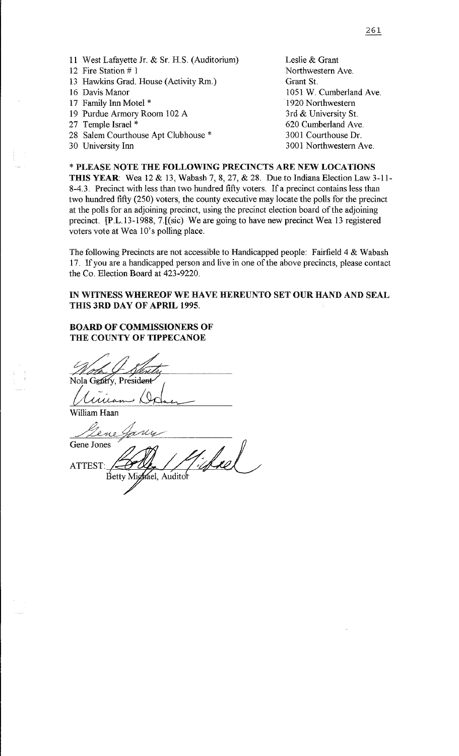| | | |
|---|---|---|
| 11 | West Lafayette Jr. & Sr. H.S. (Auditorium) | Leslie & Grant |
| 12 | Fire Station # 1 | Northwestern Ave. |
| 13 | Hawkins Grad. House (Activity Rm.) | Grant St. |
| 16 | Davis Manor | 1051 W. Cumberland Ave. |
| 17 | Family Inn Motel * | 1920 Northwestern |
| 19 | Purdue Armory Room 102 A | 3rd & University St. |
| 27 | Temple Israel * | 620 Cumberland Ave. |
| 28 | Salem Courthouse Apt Clubhouse * | 3001 Courthouse Dr. |
| 30 | University Inn | 3001 Northwestern Ave. |

**\* PLEASE NOTE THE FOLLOWING PRECINCTS ARE NEW LOCATIONS THIS YEAR**: Wea 12 & 13, Wabash 7, 8, 27, & 28. Due to Indiana Election Law 3-11-8-4.3. Precinct with less than two hundred fifty voters. If a precinct contains less than two hundred fifty (250) voters, the county executive may locate the polls for the precinct at the polls for an adjoining precinct, using the precinct election board of the adjoining precinct. [P.L.13-1988, 7.[(sic) We are going to have new precinct Wea 13 registered voters vote at Wea 10's polling place.

The following Precincts are not accessible to Handicapped people: Fairfield 4 & Wabash 17. If you are a handicapped person and live in one of the above precincts, please contact the Co. Election Board at 423-9220.

**IN WITNESS WHEREOF WE HAVE HEREUNTO SET OUR HAND AND SEAL THIS 3RD DAY OF APRIL 1995.**

**BOARD OF COMMISSIONERS OF THE COUNTY OF TIPPECANOE**

Nola Gentry, President

William Haan

Gene Jones

ATTEST: Betty Michael, Auditor